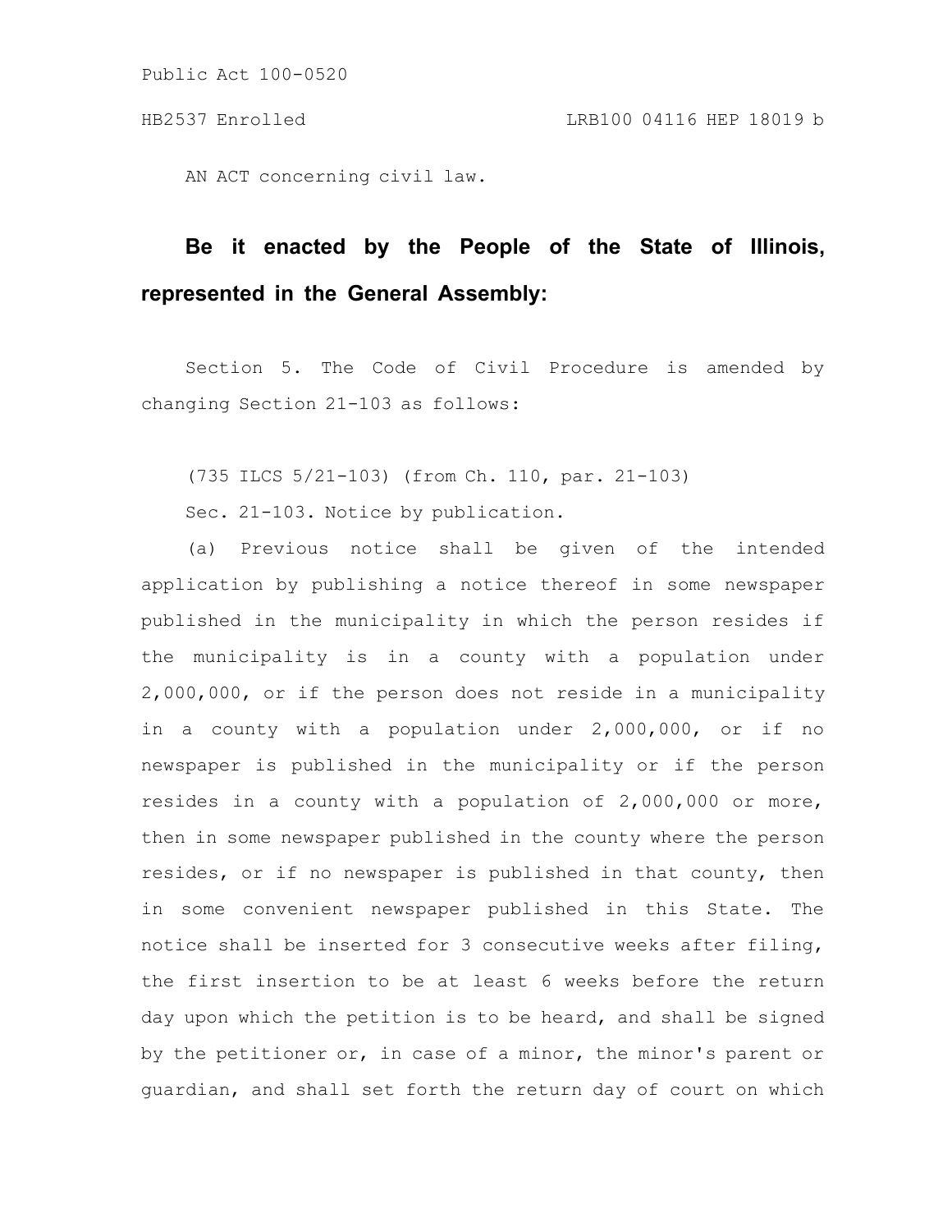Public Act 100-0520

HB2537 Enrolled LRB100 04116 HEP 18019 b

AN ACT concerning civil law.

**Be it enacted by the People of the State of Illinois, represented in the General Assembly:**

Section 5. The Code of Civil Procedure is amended by changing Section 21-103 as follows:

(735 ILCS 5/21-103) (from Ch. 110, par. 21-103)

Sec. 21-103. Notice by publication.

(a) Previous notice shall be given of the intended application by publishing a notice thereof in some newspaper published in the municipality in which the person resides if the municipality is in a county with a population under 2,000,000, or if the person does not reside in a municipality in a county with a population under 2,000,000, or if no newspaper is published in the municipality or if the person resides in a county with a population of 2,000,000 or more, then in some newspaper published in the county where the person resides, or if no newspaper is published in that county, then in some convenient newspaper published in this State. The notice shall be inserted for 3 consecutive weeks after filing, the first insertion to be at least 6 weeks before the return day upon which the petition is to be heard, and shall be signed by the petitioner or, in case of a minor, the minor's parent or guardian, and shall set forth the return day of court on which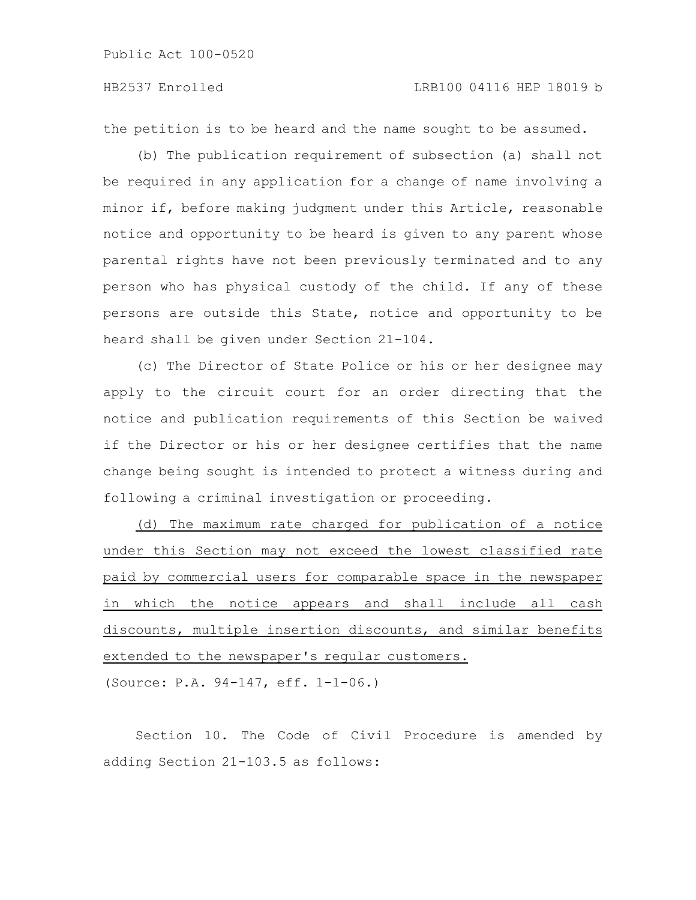the petition is to be heard and the name sought to be assumed.

(b) The publication requirement of subsection (a) shall not be required in any application for a change of name involving a minor if, before making judgment under this Article, reasonable notice and opportunity to be heard is given to any parent whose parental rights have not been previously terminated and to any person who has physical custody of the child. If any of these persons are outside this State, notice and opportunity to be heard shall be given under Section 21-104.

(c) The Director of State Police or his or her designee may apply to the circuit court for an order directing that the notice and publication requirements of this Section be waived if the Director or his or her designee certifies that the name change being sought is intended to protect a witness during and following a criminal investigation or proceeding.

<u>(d) The maximum rate charged for publication of a notice under this Section may not exceed the lowest classified rate paid by commercial users for comparable space in the newspaper in which the notice appears and shall include all cash discounts, multiple insertion discounts, and similar benefits extended to the newspaper's regular customers.</u>

(Source: P.A. 94-147, eff. 1-1-06.)

Section 10. The Code of Civil Procedure is amended by adding Section 21-103.5 as follows: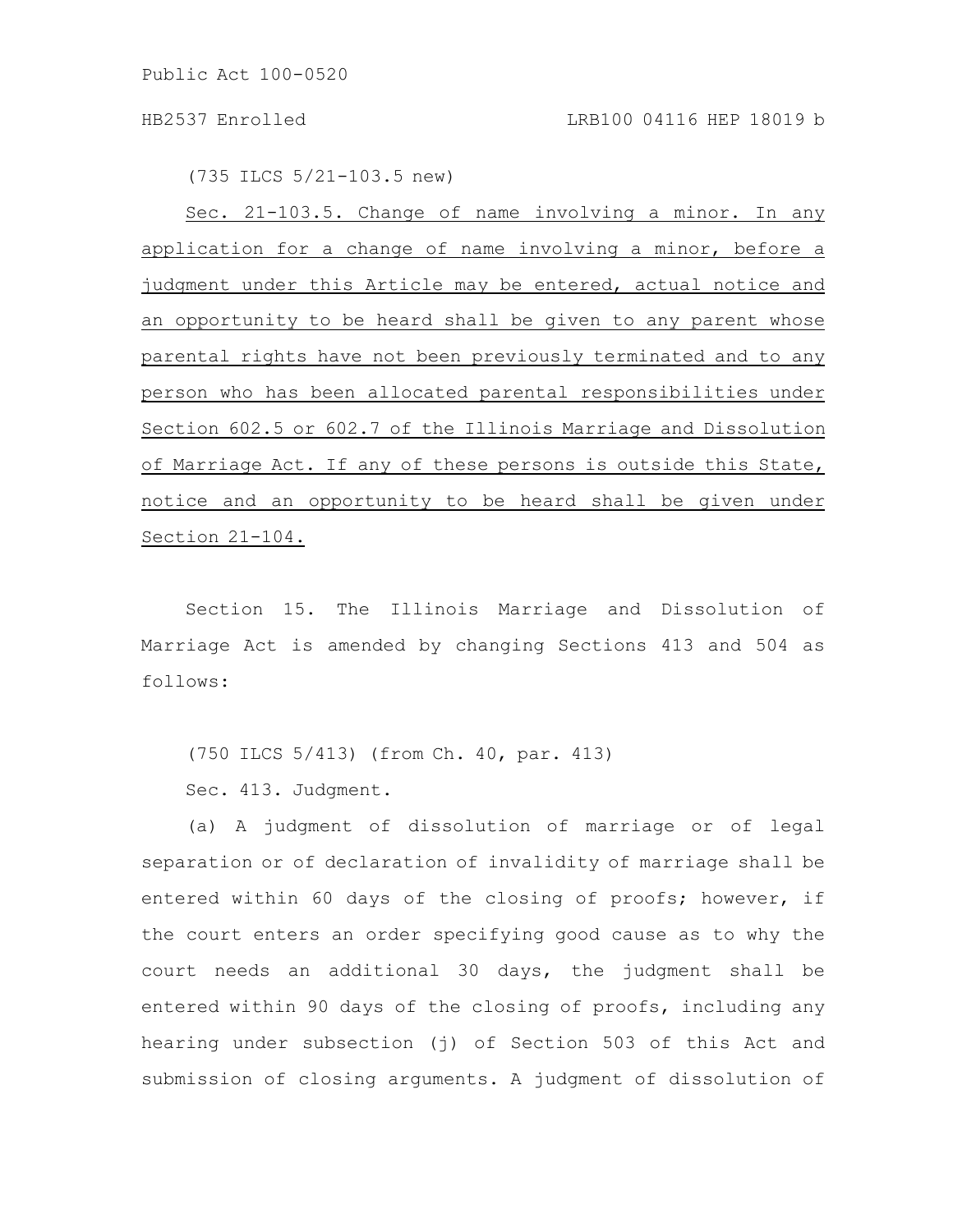(735 ILCS 5/21-103.5 new)

Sec. 21-103.5. Change of name involving a minor. In any application for a change of name involving a minor, before a judgment under this Article may be entered, actual notice and an opportunity to be heard shall be given to any parent whose parental rights have not been previously terminated and to any person who has been allocated parental responsibilities under Section 602.5 or 602.7 of the Illinois Marriage and Dissolution of Marriage Act. If any of these persons is outside this State, notice and an opportunity to be heard shall be given under Section 21-104.

Section 15. The Illinois Marriage and Dissolution of Marriage Act is amended by changing Sections 413 and 504 as follows:

(750 ILCS 5/413) (from Ch. 40, par. 413)

Sec. 413. Judgment.

(a) A judgment of dissolution of marriage or of legal separation or of declaration of invalidity of marriage shall be entered within 60 days of the closing of proofs; however, if the court enters an order specifying good cause as to why the court needs an additional 30 days, the judgment shall be entered within 90 days of the closing of proofs, including any hearing under subsection (j) of Section 503 of this Act and submission of closing arguments. A judgment of dissolution of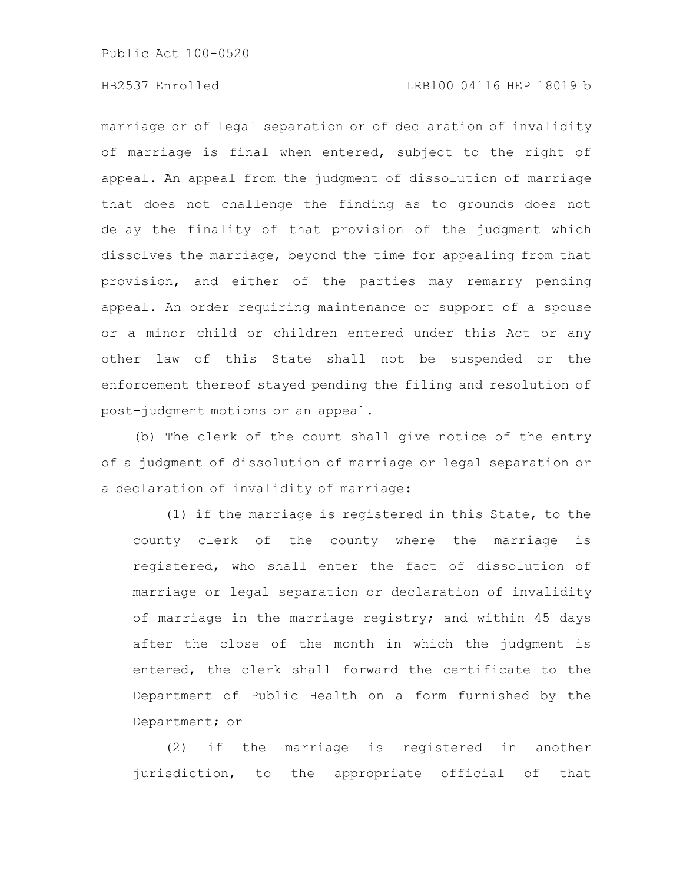marriage or of legal separation or of declaration of invalidity of marriage is final when entered, subject to the right of appeal. An appeal from the judgment of dissolution of marriage that does not challenge the finding as to grounds does not delay the finality of that provision of the judgment which dissolves the marriage, beyond the time for appealing from that provision, and either of the parties may remarry pending appeal. An order requiring maintenance or support of a spouse or a minor child or children entered under this Act or any other law of this State shall not be suspended or the enforcement thereof stayed pending the filing and resolution of post-judgment motions or an appeal.

(b) The clerk of the court shall give notice of the entry of a judgment of dissolution of marriage or legal separation or a declaration of invalidity of marriage:

(1) if the marriage is registered in this State, to the county clerk of the county where the marriage is registered, who shall enter the fact of dissolution of marriage or legal separation or declaration of invalidity of marriage in the marriage registry; and within 45 days after the close of the month in which the judgment is entered, the clerk shall forward the certificate to the Department of Public Health on a form furnished by the Department; or

(2) if the marriage is registered in another jurisdiction, to the appropriate official of that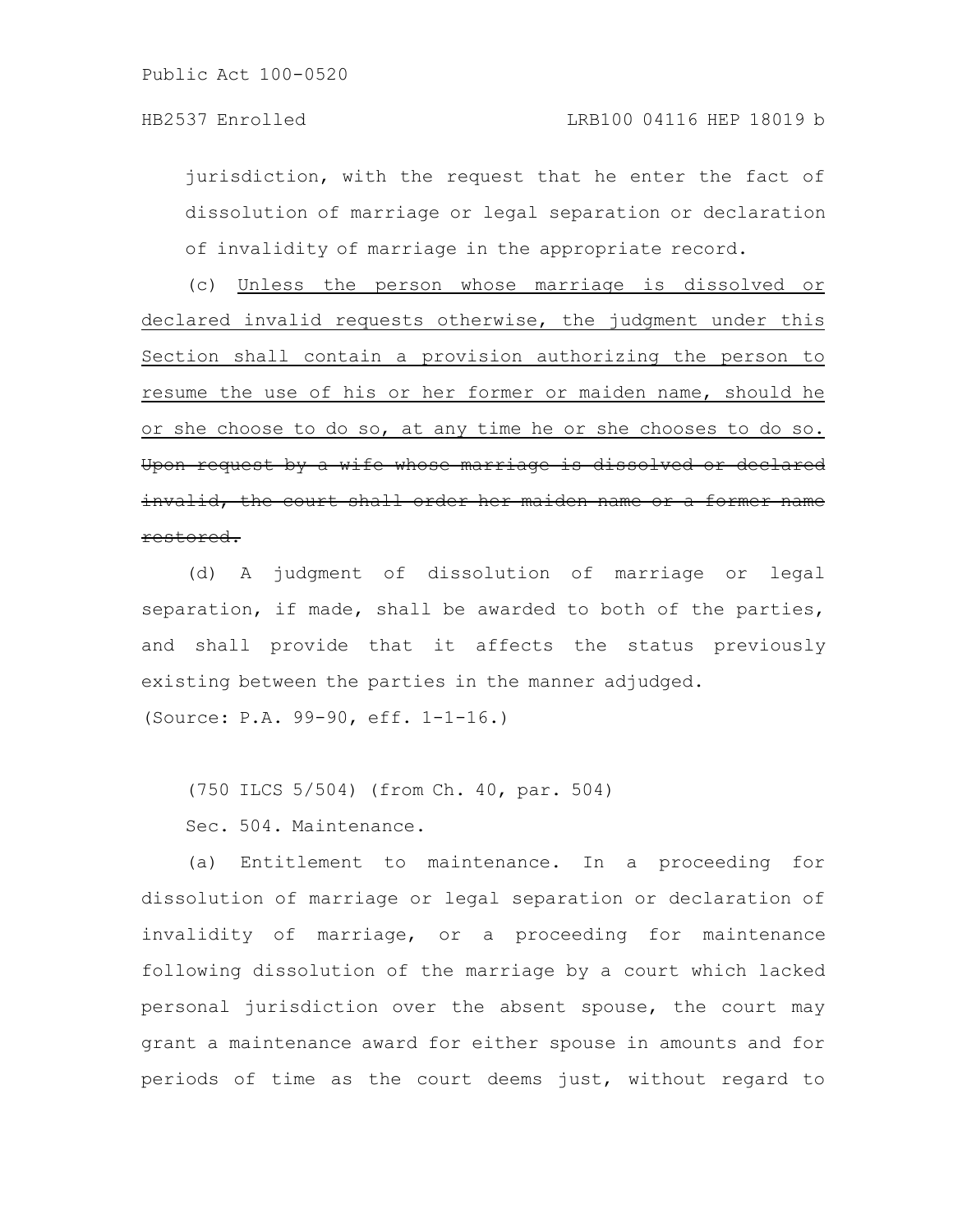jurisdiction, with the request that he enter the fact of dissolution of marriage or legal separation or declaration of invalidity of marriage in the appropriate record.

(c) <u>Unless the person whose marriage is dissolved or declared invalid requests otherwise, the judgment under this Section shall contain a provision authorizing the person to resume the use of his or her former or maiden name, should he or she choose to do so, at any time he or she chooses to do so.</u> ~~Upon request by a wife whose marriage is dissolved or declared invalid, the court shall order her maiden name or a former name restored.~~

(d) A judgment of dissolution of marriage or legal separation, if made, shall be awarded to both of the parties, and shall provide that it affects the status previously existing between the parties in the manner adjudged.

(Source: P.A. 99-90, eff. 1-1-16.)

(750 ILCS 5/504) (from Ch. 40, par. 504)

Sec. 504. Maintenance.

(a) Entitlement to maintenance. In a proceeding for dissolution of marriage or legal separation or declaration of invalidity of marriage, or a proceeding for maintenance following dissolution of the marriage by a court which lacked personal jurisdiction over the absent spouse, the court may grant a maintenance award for either spouse in amounts and for periods of time as the court deems just, without regard to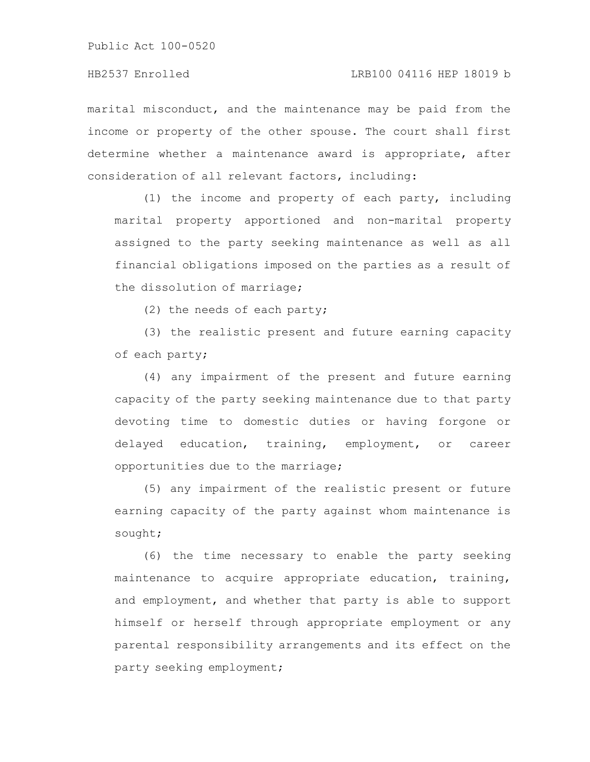marital misconduct, and the maintenance may be paid from the income or property of the other spouse. The court shall first determine whether a maintenance award is appropriate, after consideration of all relevant factors, including:

(1) the income and property of each party, including marital property apportioned and non-marital property assigned to the party seeking maintenance as well as all financial obligations imposed on the parties as a result of the dissolution of marriage;

(2) the needs of each party;

(3) the realistic present and future earning capacity of each party;

(4) any impairment of the present and future earning capacity of the party seeking maintenance due to that party devoting time to domestic duties or having forgone or delayed education, training, employment, or career opportunities due to the marriage;

(5) any impairment of the realistic present or future earning capacity of the party against whom maintenance is sought;

(6) the time necessary to enable the party seeking maintenance to acquire appropriate education, training, and employment, and whether that party is able to support himself or herself through appropriate employment or any parental responsibility arrangements and its effect on the party seeking employment;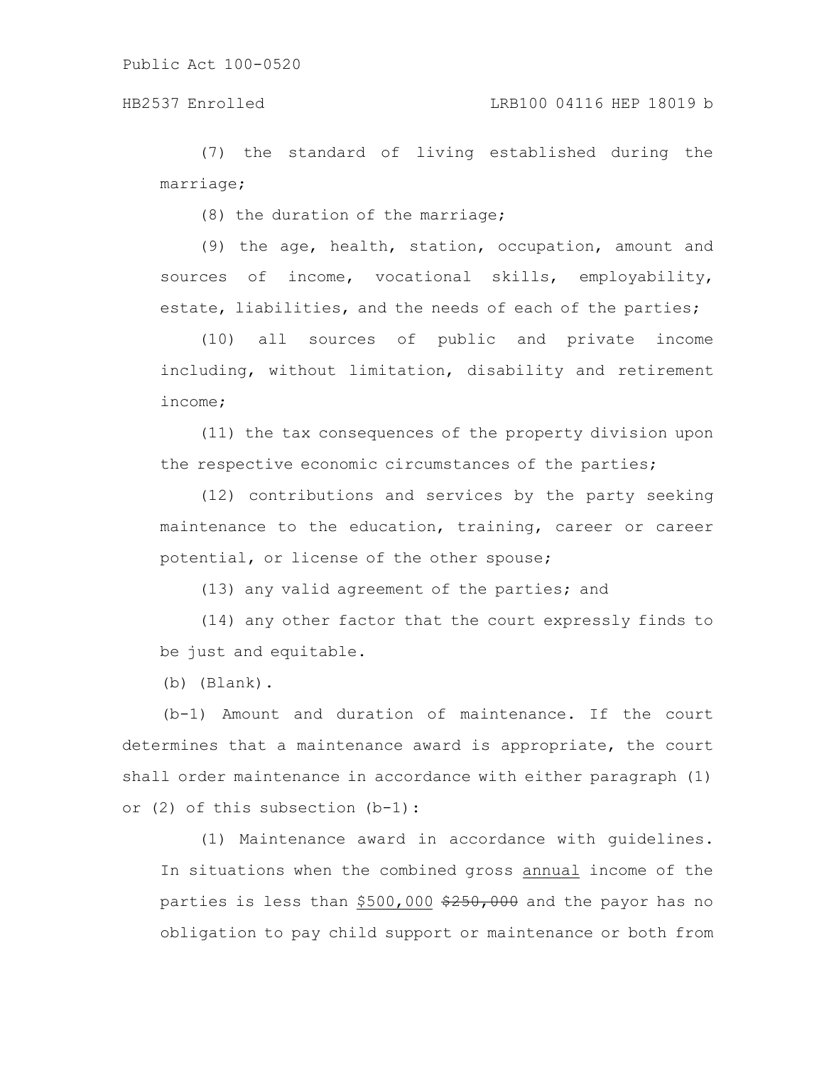(7) the standard of living established during the marriage;

(8) the duration of the marriage;

(9) the age, health, station, occupation, amount and sources of income, vocational skills, employability, estate, liabilities, and the needs of each of the parties;

(10) all sources of public and private income including, without limitation, disability and retirement income;

(11) the tax consequences of the property division upon the respective economic circumstances of the parties;

(12) contributions and services by the party seeking maintenance to the education, training, career or career potential, or license of the other spouse;

(13) any valid agreement of the parties; and

(14) any other factor that the court expressly finds to be just and equitable.

(b) (Blank).

(b-1) Amount and duration of maintenance. If the court determines that a maintenance award is appropriate, the court shall order maintenance in accordance with either paragraph (1) or (2) of this subsection (b-1):

(1) Maintenance award in accordance with guidelines. In situations when the combined gross <u>annual</u> income of the parties is less than <u>$500,000</u> ~~$250,000~~ and the payor has no obligation to pay child support or maintenance or both from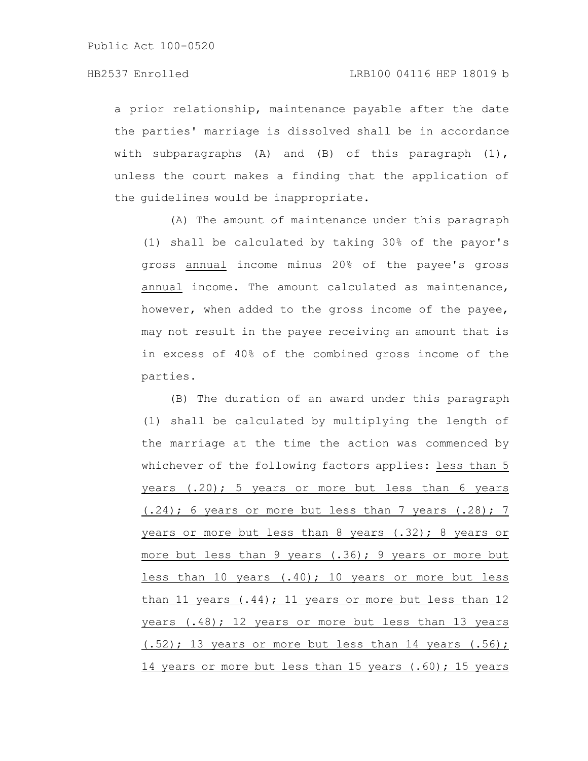a prior relationship, maintenance payable after the date the parties' marriage is dissolved shall be in accordance with subparagraphs (A) and (B) of this paragraph (1), unless the court makes a finding that the application of the guidelines would be inappropriate.

(A) The amount of maintenance under this paragraph (1) shall be calculated by taking 30% of the payor's gross annual income minus 20% of the payee's gross annual income. The amount calculated as maintenance, however, when added to the gross income of the payee, may not result in the payee receiving an amount that is in excess of 40% of the combined gross income of the parties.

(B) The duration of an award under this paragraph (1) shall be calculated by multiplying the length of the marriage at the time the action was commenced by whichever of the following factors applies: less than 5 years (.20); 5 years or more but less than 6 years (.24); 6 years or more but less than 7 years (.28); 7 years or more but less than 8 years (.32); 8 years or more but less than 9 years (.36); 9 years or more but less than 10 years (.40); 10 years or more but less than 11 years (.44); 11 years or more but less than 12 years (.48); 12 years or more but less than 13 years (.52); 13 years or more but less than 14 years (.56); 14 years or more but less than 15 years (.60); 15 years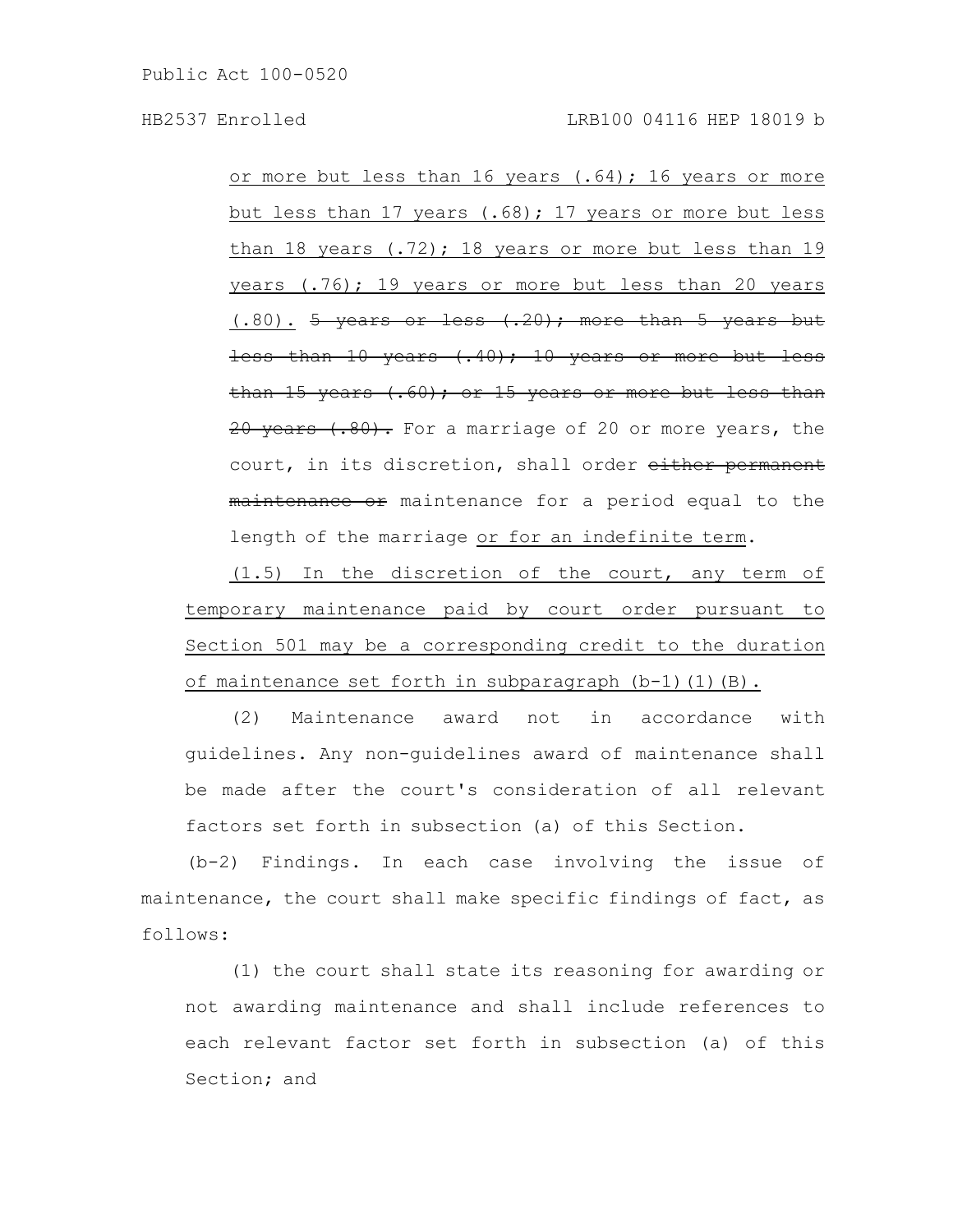or more but less than 16 years (.64); 16 years or more but less than 17 years (.68); 17 years or more but less than 18 years (.72); 18 years or more but less than 19 years (.76); 19 years or more but less than 20 years (.80). ~~5 years or less (.20); more than 5 years but less than 10 years (.40); 10 years or more but less than 15 years (.60); or 15 years or more but less than 20 years (.80).~~ For a marriage of 20 or more years, the court, in its discretion, shall order ~~either permanent maintenance or~~ maintenance for a period equal to the length of the marriage or for an indefinite term.

(1.5) In the discretion of the court, any term of temporary maintenance paid by court order pursuant to Section 501 may be a corresponding credit to the duration of maintenance set forth in subparagraph (b-1)(1)(B).

(2) Maintenance award not in accordance with guidelines. Any non-guidelines award of maintenance shall be made after the court's consideration of all relevant factors set forth in subsection (a) of this Section.

(b-2) Findings. In each case involving the issue of maintenance, the court shall make specific findings of fact, as follows:

(1) the court shall state its reasoning for awarding or not awarding maintenance and shall include references to each relevant factor set forth in subsection (a) of this Section; and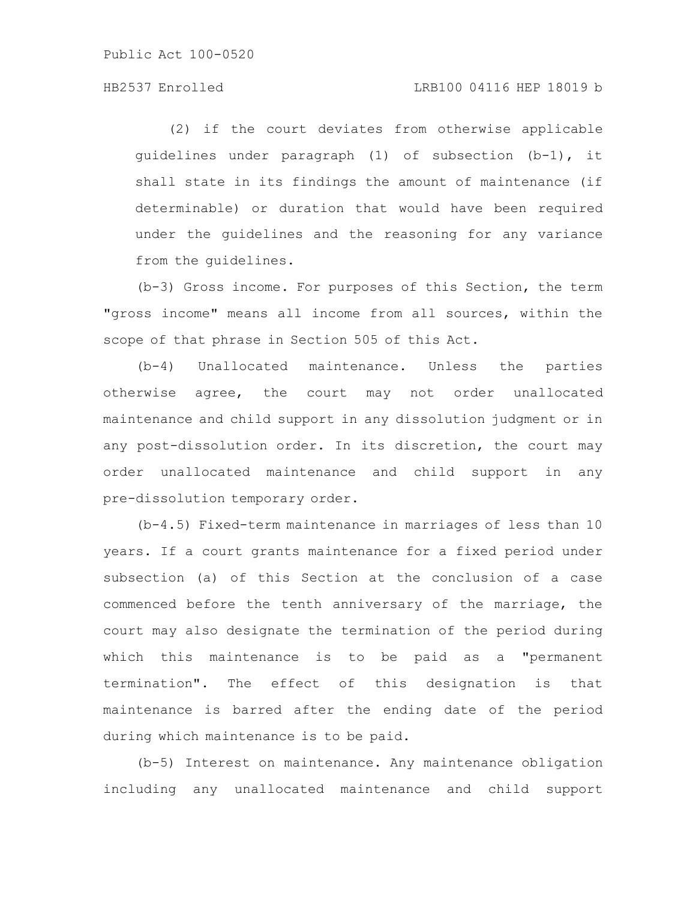(2) if the court deviates from otherwise applicable guidelines under paragraph (1) of subsection (b-1), it shall state in its findings the amount of maintenance (if determinable) or duration that would have been required under the guidelines and the reasoning for any variance from the guidelines.

(b-3) Gross income. For purposes of this Section, the term "gross income" means all income from all sources, within the scope of that phrase in Section 505 of this Act.

(b-4) Unallocated maintenance. Unless the parties otherwise agree, the court may not order unallocated maintenance and child support in any dissolution judgment or in any post-dissolution order. In its discretion, the court may order unallocated maintenance and child support in any pre-dissolution temporary order.

(b-4.5) Fixed-term maintenance in marriages of less than 10 years. If a court grants maintenance for a fixed period under subsection (a) of this Section at the conclusion of a case commenced before the tenth anniversary of the marriage, the court may also designate the termination of the period during which this maintenance is to be paid as a "permanent termination". The effect of this designation is that maintenance is barred after the ending date of the period during which maintenance is to be paid.

(b-5) Interest on maintenance. Any maintenance obligation including any unallocated maintenance and child support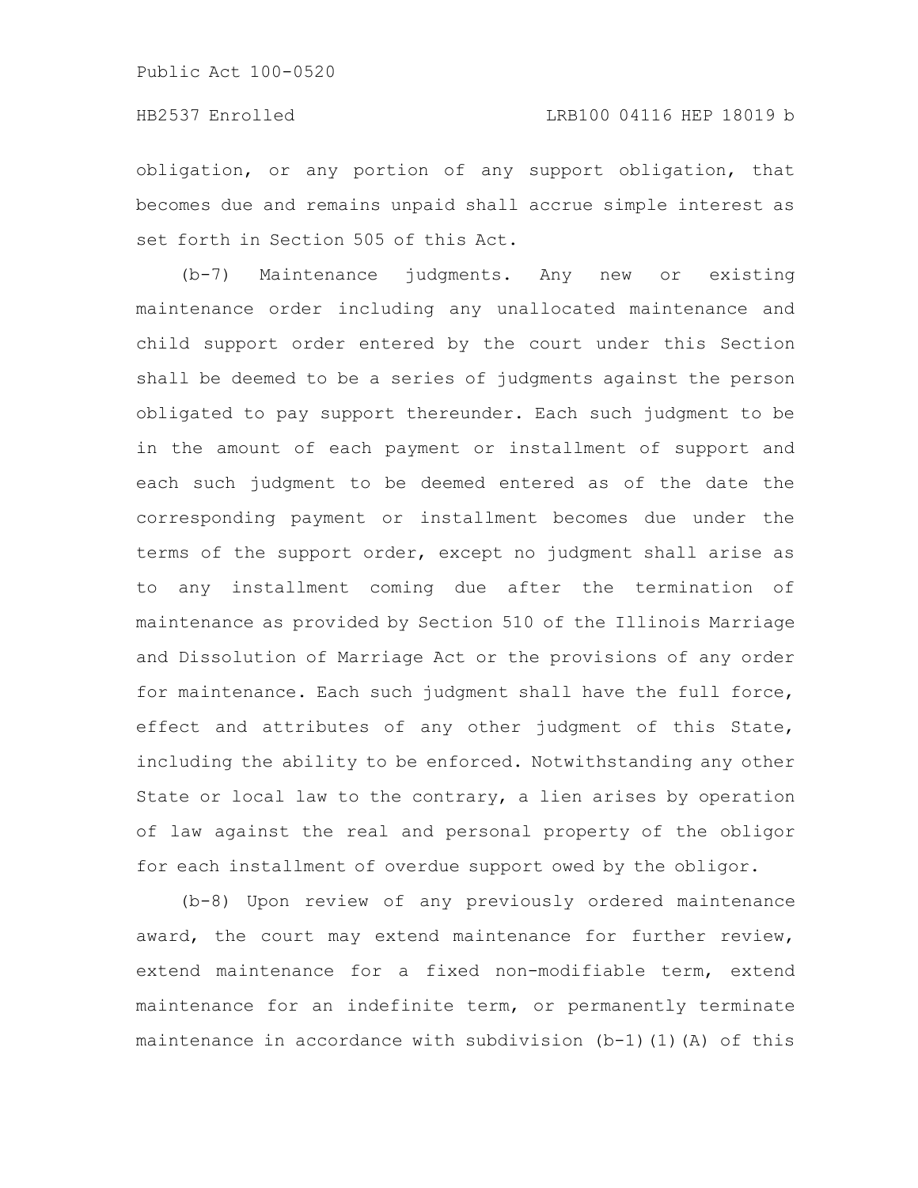obligation, or any portion of any support obligation, that becomes due and remains unpaid shall accrue simple interest as set forth in Section 505 of this Act.

(b-7) Maintenance judgments. Any new or existing maintenance order including any unallocated maintenance and child support order entered by the court under this Section shall be deemed to be a series of judgments against the person obligated to pay support thereunder. Each such judgment to be in the amount of each payment or installment of support and each such judgment to be deemed entered as of the date the corresponding payment or installment becomes due under the terms of the support order, except no judgment shall arise as to any installment coming due after the termination of maintenance as provided by Section 510 of the Illinois Marriage and Dissolution of Marriage Act or the provisions of any order for maintenance. Each such judgment shall have the full force, effect and attributes of any other judgment of this State, including the ability to be enforced. Notwithstanding any other State or local law to the contrary, a lien arises by operation of law against the real and personal property of the obligor for each installment of overdue support owed by the obligor.

(b-8) Upon review of any previously ordered maintenance award, the court may extend maintenance for further review, extend maintenance for a fixed non-modifiable term, extend maintenance for an indefinite term, or permanently terminate maintenance in accordance with subdivision (b-1)(1)(A) of this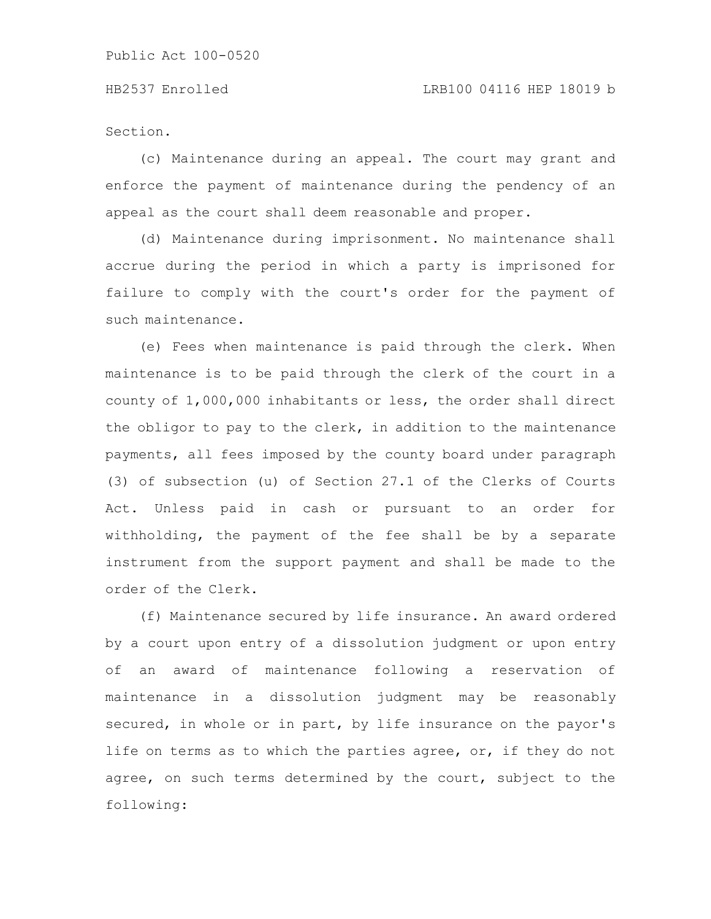Section.

(c) Maintenance during an appeal. The court may grant and enforce the payment of maintenance during the pendency of an appeal as the court shall deem reasonable and proper.

(d) Maintenance during imprisonment. No maintenance shall accrue during the period in which a party is imprisoned for failure to comply with the court's order for the payment of such maintenance.

(e) Fees when maintenance is paid through the clerk. When maintenance is to be paid through the clerk of the court in a county of 1,000,000 inhabitants or less, the order shall direct the obligor to pay to the clerk, in addition to the maintenance payments, all fees imposed by the county board under paragraph (3) of subsection (u) of Section 27.1 of the Clerks of Courts Act. Unless paid in cash or pursuant to an order for withholding, the payment of the fee shall be by a separate instrument from the support payment and shall be made to the order of the Clerk.

(f) Maintenance secured by life insurance. An award ordered by a court upon entry of a dissolution judgment or upon entry of an award of maintenance following a reservation of maintenance in a dissolution judgment may be reasonably secured, in whole or in part, by life insurance on the payor's life on terms as to which the parties agree, or, if they do not agree, on such terms determined by the court, subject to the following: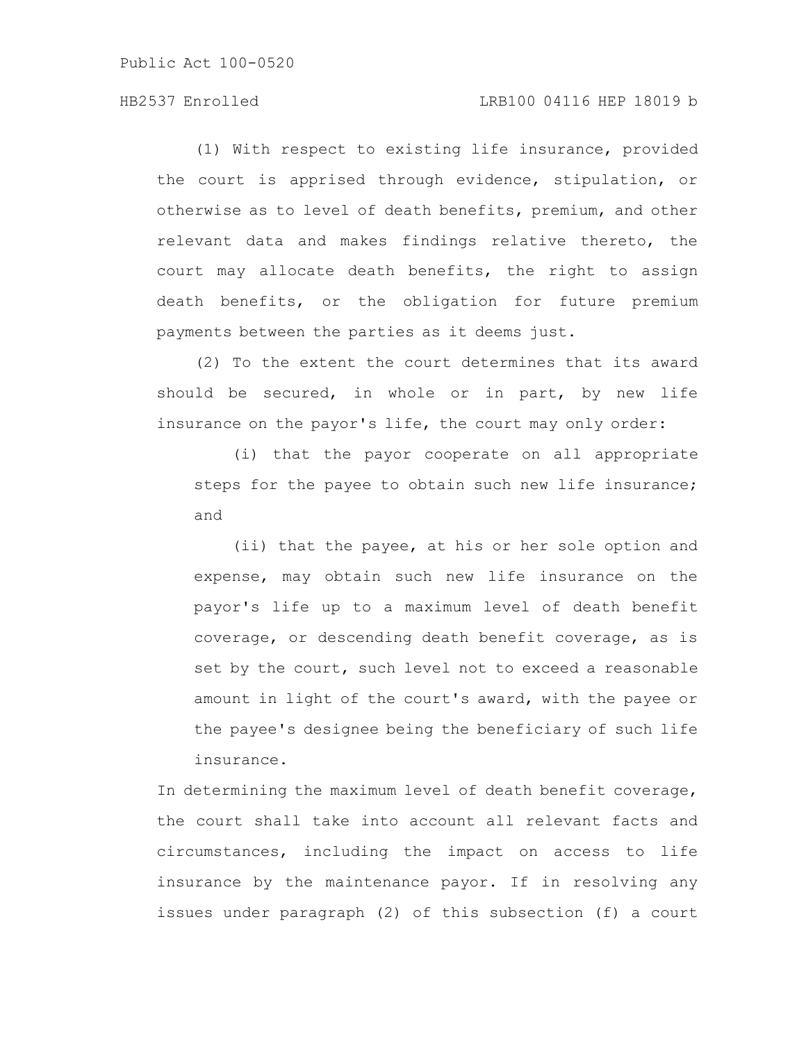(1) With respect to existing life insurance, provided the court is apprised through evidence, stipulation, or otherwise as to level of death benefits, premium, and other relevant data and makes findings relative thereto, the court may allocate death benefits, the right to assign death benefits, or the obligation for future premium payments between the parties as it deems just.

(2) To the extent the court determines that its award should be secured, in whole or in part, by new life insurance on the payor's life, the court may only order:

(i) that the payor cooperate on all appropriate steps for the payee to obtain such new life insurance; and

(ii) that the payee, at his or her sole option and expense, may obtain such new life insurance on the payor's life up to a maximum level of death benefit coverage, or descending death benefit coverage, as is set by the court, such level not to exceed a reasonable amount in light of the court's award, with the payee or the payee's designee being the beneficiary of such life insurance.

In determining the maximum level of death benefit coverage, the court shall take into account all relevant facts and circumstances, including the impact on access to life insurance by the maintenance payor. If in resolving any issues under paragraph (2) of this subsection (f) a court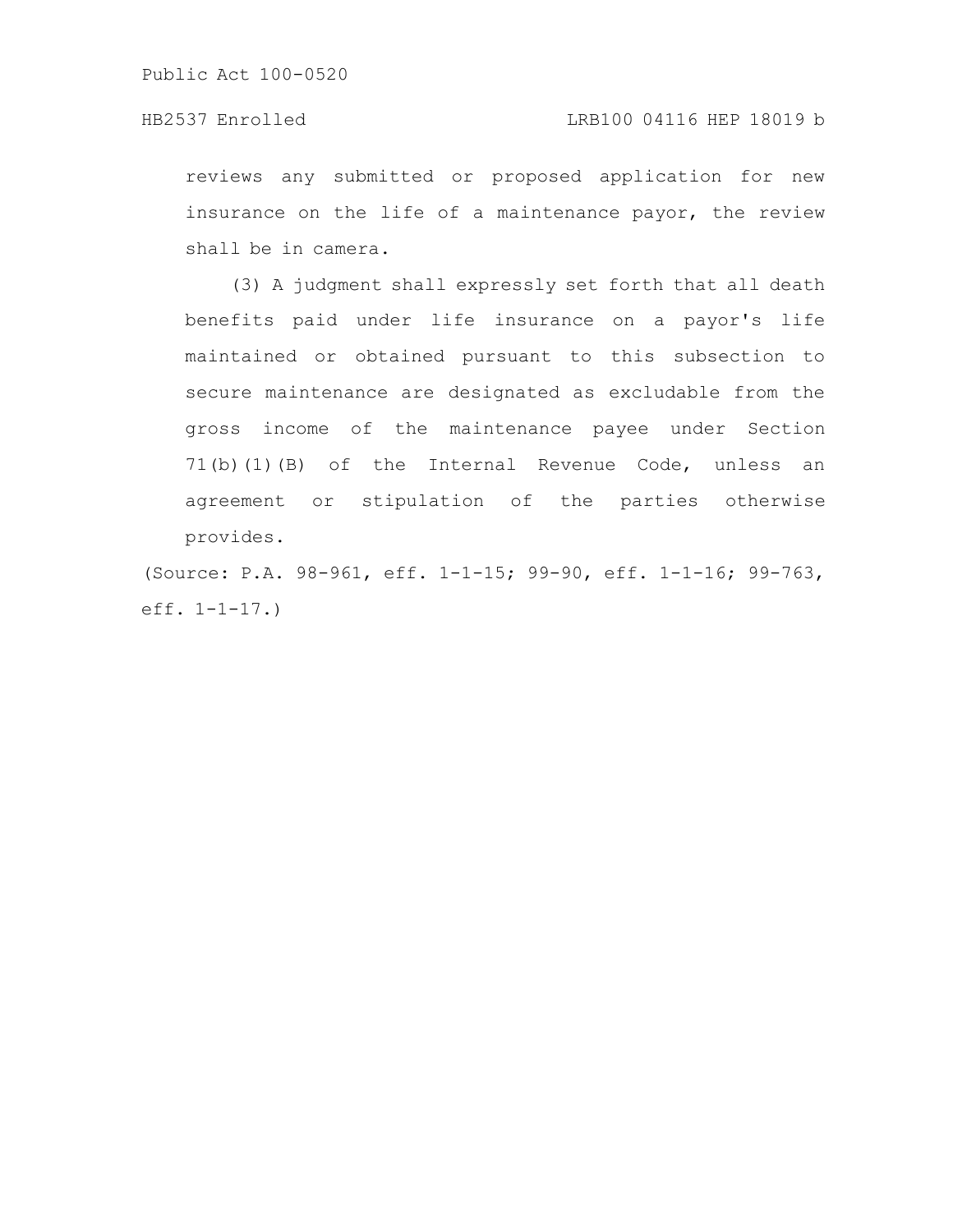reviews any submitted or proposed application for new insurance on the life of a maintenance payor, the review shall be in camera.

(3) A judgment shall expressly set forth that all death benefits paid under life insurance on a payor's life maintained or obtained pursuant to this subsection to secure maintenance are designated as excludable from the gross income of the maintenance payee under Section 71(b)(1)(B) of the Internal Revenue Code, unless an agreement or stipulation of the parties otherwise provides.

(Source: P.A. 98-961, eff. 1-1-15; 99-90, eff. 1-1-16; 99-763, eff. 1-1-17.)